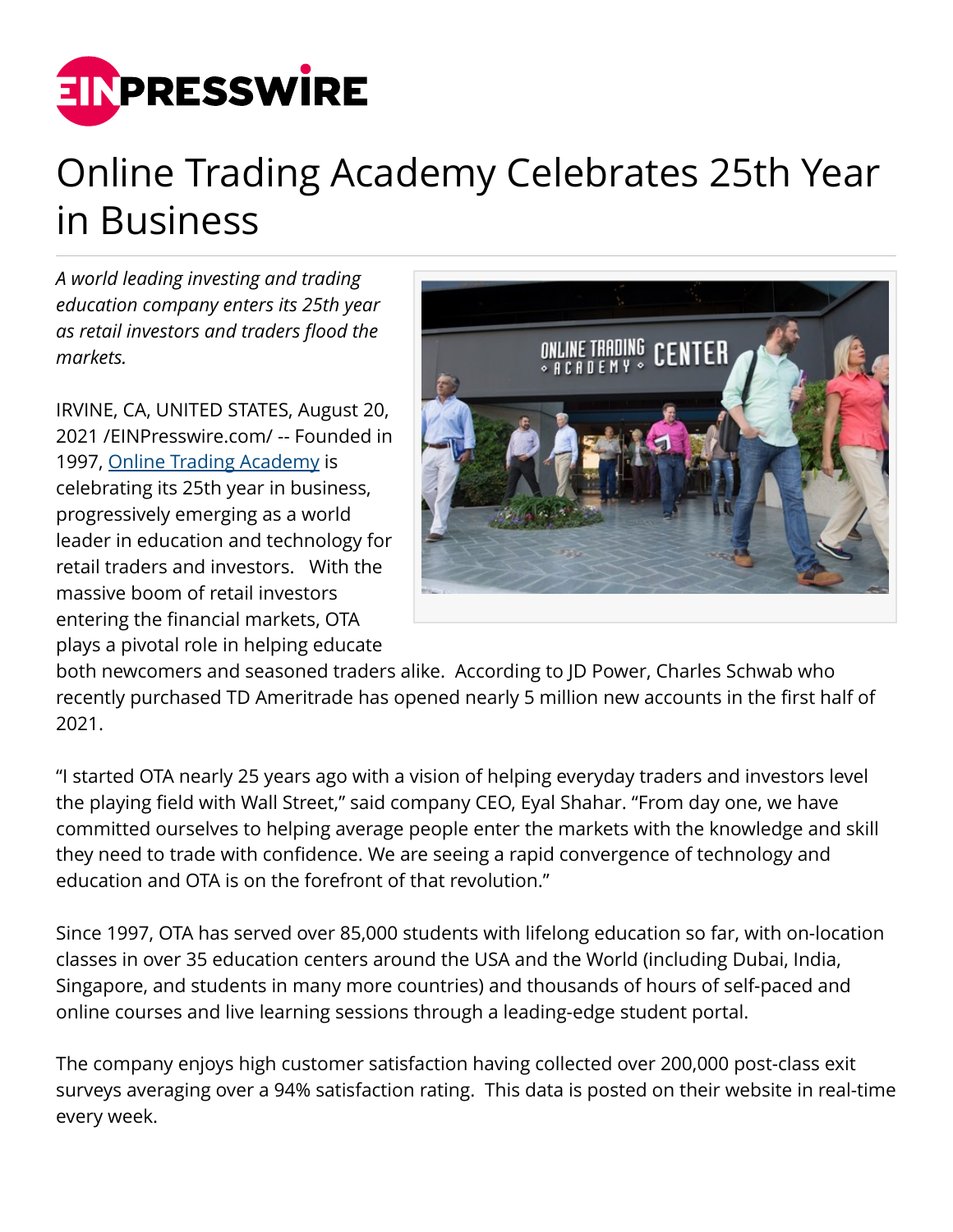# Online Trading Academy Celebrates 25th Year in Business

*A world leading investing and trading education company enters its 25th year as retail investors and traders flood the markets.*

IRVINE, CA, UNITED STATES, August 20, 2021 /EINPresswire.com/ -- Founded in 1997, Online Trading Academy is celebrating its 25th year in business, progressively emerging as a world leader in education and technology for retail traders and investors. With the massive boom of retail investors entering the financial markets, OTA plays a pivotal role in helping educate both newcomers and seasoned traders alike. According to JD Power, Charles Schwab who recently purchased TD Ameritrade has opened nearly 5 million new accounts in the first half of 2021.

"I started OTA nearly 25 years ago with a vision of helping everyday traders and investors level the playing field with Wall Street," said company CEO, Eyal Shahar. "From day one, we have committed ourselves to helping average people enter the markets with the knowledge and skill they need to trade with confidence. We are seeing a rapid convergence of technology and education and OTA is on the forefront of that revolution."

Since 1997, OTA has served over 85,000 students with lifelong education so far, with on-location classes in over 35 education centers around the USA and the World (including Dubai, India, Singapore, and students in many more countries) and thousands of hours of self-paced and online courses and live learning sessions through a leading-edge student portal.

The company enjoys high customer satisfaction having collected over 200,000 post-class exit surveys averaging over a 94% satisfaction rating. This data is posted on their website in real-time every week.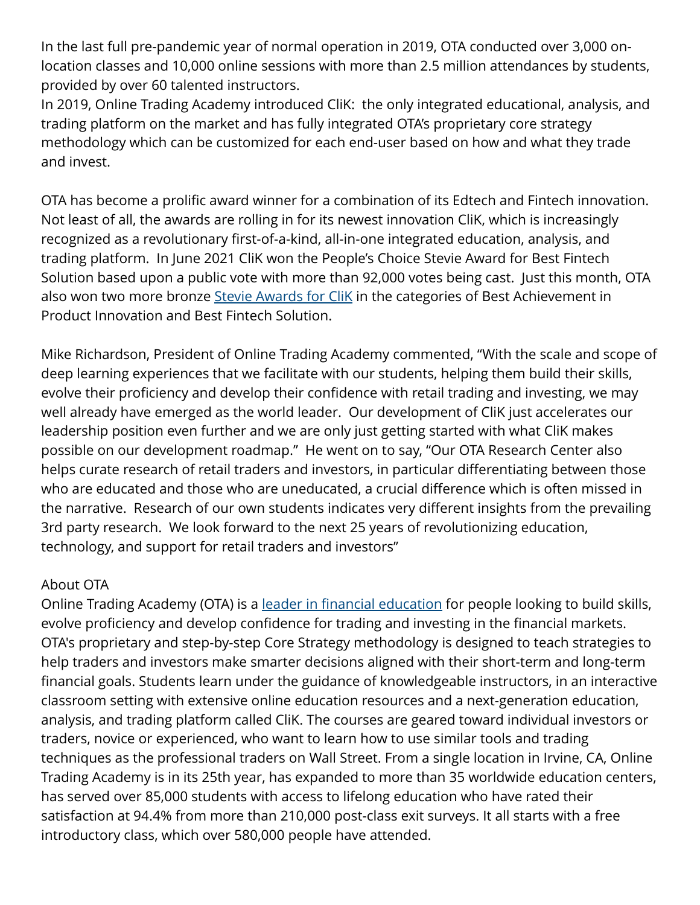In the last full pre-pandemic year of normal operation in 2019, OTA conducted over 3,000 on-location classes and 10,000 online sessions with more than 2.5 million attendances by students, provided by over 60 talented instructors.
In 2019, Online Trading Academy introduced CliK:  the only integrated educational, analysis, and trading platform on the market and has fully integrated OTA's proprietary core strategy methodology which can be customized for each end-user based on how and what they trade and invest.

OTA has become a prolific award winner for a combination of its Edtech and Fintech innovation. Not least of all, the awards are rolling in for its newest innovation CliK, which is increasingly recognized as a revolutionary first-of-a-kind, all-in-one integrated education, analysis, and trading platform.  In June 2021 CliK won the People's Choice Stevie Award for Best Fintech Solution based upon a public vote with more than 92,000 votes being cast.  Just this month, OTA also won two more bronze Stevie Awards for CliK in the categories of Best Achievement in Product Innovation and Best Fintech Solution.

Mike Richardson, President of Online Trading Academy commented, "With the scale and scope of deep learning experiences that we facilitate with our students, helping them build their skills, evolve their proficiency and develop their confidence with retail trading and investing, we may well already have emerged as the world leader.  Our development of CliK just accelerates our leadership position even further and we are only just getting started with what CliK makes possible on our development roadmap."  He went on to say, "Our OTA Research Center also helps curate research of retail traders and investors, in particular differentiating between those who are educated and those who are uneducated, a crucial difference which is often missed in the narrative.  Research of our own students indicates very different insights from the prevailing 3rd party research.  We look forward to the next 25 years of revolutionizing education, technology, and support for retail traders and investors"

About OTA
Online Trading Academy (OTA) is a leader in financial education for people looking to build skills, evolve proficiency and develop confidence for trading and investing in the financial markets. OTA's proprietary and step-by-step Core Strategy methodology is designed to teach strategies to help traders and investors make smarter decisions aligned with their short-term and long-term financial goals. Students learn under the guidance of knowledgeable instructors, in an interactive classroom setting with extensive online education resources and a next-generation education, analysis, and trading platform called CliK. The courses are geared toward individual investors or traders, novice or experienced, who want to learn how to use similar tools and trading techniques as the professional traders on Wall Street. From a single location in Irvine, CA, Online Trading Academy is in its 25th year, has expanded to more than 35 worldwide education centers, has served over 85,000 students with access to lifelong education who have rated their satisfaction at 94.4% from more than 210,000 post-class exit surveys. It all starts with a free introductory class, which over 580,000 people have attended.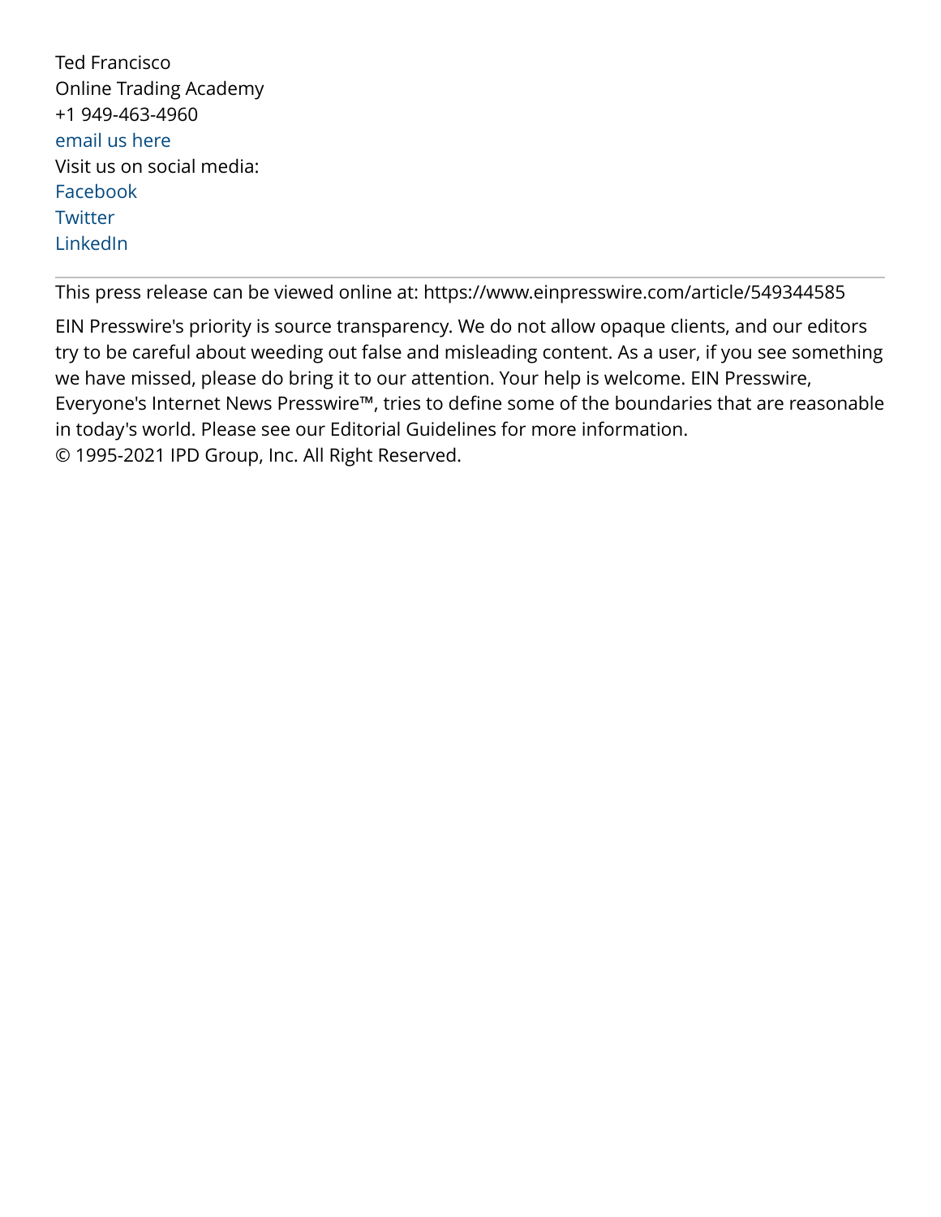Ted Francisco
Online Trading Academy
+1 949-463-4960
email us here
Visit us on social media:
Facebook
Twitter
LinkedIn

---

This press release can be viewed online at: https://www.einpresswire.com/article/549344585

EIN Presswire's priority is source transparency. We do not allow opaque clients, and our editors try to be careful about weeding out false and misleading content. As a user, if you see something we have missed, please do bring it to our attention. Your help is welcome. EIN Presswire, Everyone's Internet News Presswire™, tries to define some of the boundaries that are reasonable in today's world. Please see our Editorial Guidelines for more information.
© 1995-2021 IPD Group, Inc. All Right Reserved.